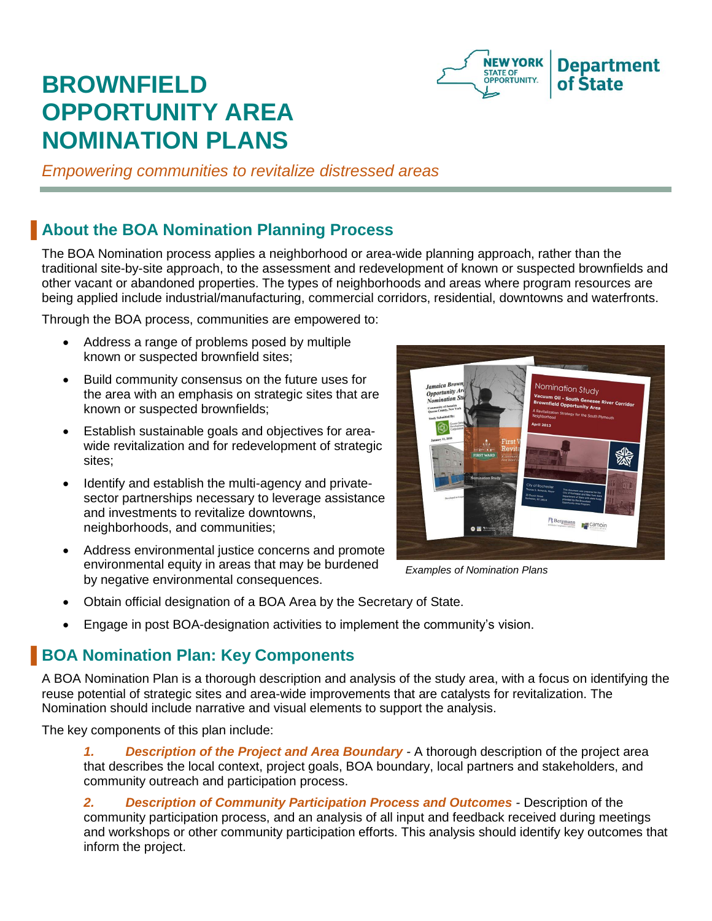# BROWNFIELD OPPORTUNITY AREA NOMINATION PLANS

*Empowering communities to revitalize distressed areas*

## About the BOA Nomination Planning Process

The BOA Nomination process applies a neighborhood or area-wide planning approach, rather than the traditional site-by-site approach, to the assessment and redevelopment of known or suspected brownfields and other vacant or abandoned properties. The types of neighborhoods and areas where program resources are being applied include industrial/manufacturing, commercial corridors, residential, downtowns and waterfronts.

Through the BOA process, communities are empowered to:

- Address a range of problems posed by multiple known or suspected brownfield sites;
- Build community consensus on the future uses for the area with an emphasis on strategic sites that are known or suspected brownfields;
- Establish sustainable goals and objectives for area-wide revitalization and for redevelopment of strategic sites;
- Identify and establish the multi-agency and private-sector partnerships necessary to leverage assistance and investments to revitalize downtowns, neighborhoods, and communities;
- Address environmental justice concerns and promote environmental equity in areas that may be burdened by negative environmental consequences.
- Obtain official designation of a BOA Area by the Secretary of State.
- Engage in post BOA-designation activities to implement the community's vision.

*Examples of Nomination Plans*

## BOA Nomination Plan: Key Components

A BOA Nomination Plan is a thorough description and analysis of the study area, with a focus on identifying the reuse potential of strategic sites and area-wide improvements that are catalysts for revitalization. The Nomination should include narrative and visual elements to support the analysis.

The key components of this plan include:

1. ***Description of the Project and Area Boundary*** - A thorough description of the project area that describes the local context, project goals, BOA boundary, local partners and stakeholders, and community outreach and participation process.

2. ***Description of Community Participation Process and Outcomes*** - Description of the community participation process, and an analysis of all input and feedback received during meetings and workshops or other community participation efforts. This analysis should identify key outcomes that inform the project.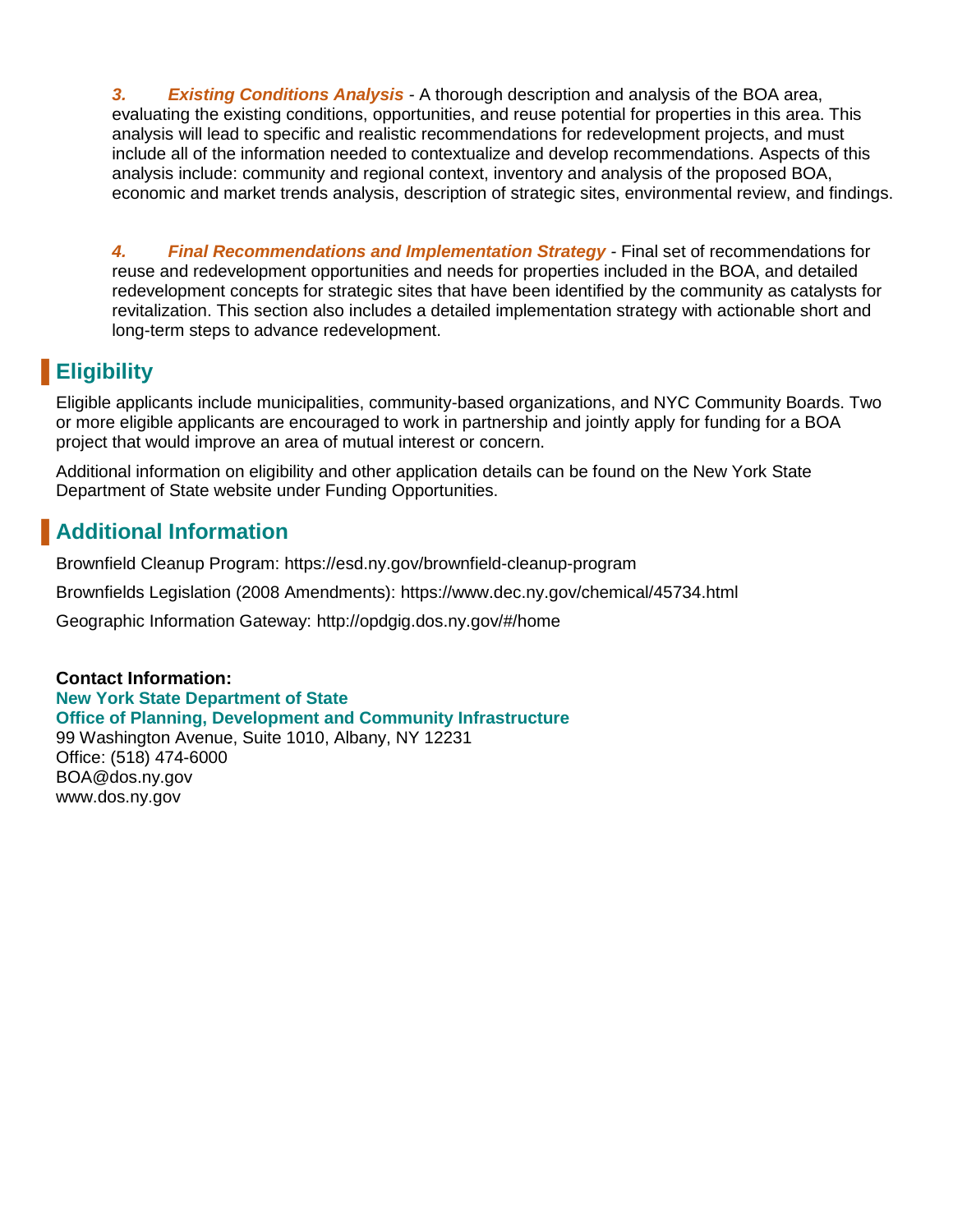3. ***Existing Conditions Analysis*** - A thorough description and analysis of the BOA area, evaluating the existing conditions, opportunities, and reuse potential for properties in this area. This analysis will lead to specific and realistic recommendations for redevelopment projects, and must include all of the information needed to contextualize and develop recommendations. Aspects of this analysis include: community and regional context, inventory and analysis of the proposed BOA, economic and market trends analysis, description of strategic sites, environmental review, and findings.

4. ***Final Recommendations and Implementation Strategy*** - Final set of recommendations for reuse and redevelopment opportunities and needs for properties included in the BOA, and detailed redevelopment concepts for strategic sites that have been identified by the community as catalysts for revitalization. This section also includes a detailed implementation strategy with actionable short and long-term steps to advance redevelopment.

## Eligibility

Eligible applicants include municipalities, community-based organizations, and NYC Community Boards. Two or more eligible applicants are encouraged to work in partnership and jointly apply for funding for a BOA project that would improve an area of mutual interest or concern.

Additional information on eligibility and other application details can be found on the New York State Department of State website under Funding Opportunities.

## Additional Information

Brownfield Cleanup Program: https://esd.ny.gov/brownfield-cleanup-program

Brownfields Legislation (2008 Amendments): https://www.dec.ny.gov/chemical/45734.html

Geographic Information Gateway: http://opdgig.dos.ny.gov/#/home

**Contact Information:**
**New York State Department of State**
**Office of Planning, Development and Community Infrastructure**
99 Washington Avenue, Suite 1010, Albany, NY 12231
Office: (518) 474-6000
BOA@dos.ny.gov
www.dos.ny.gov